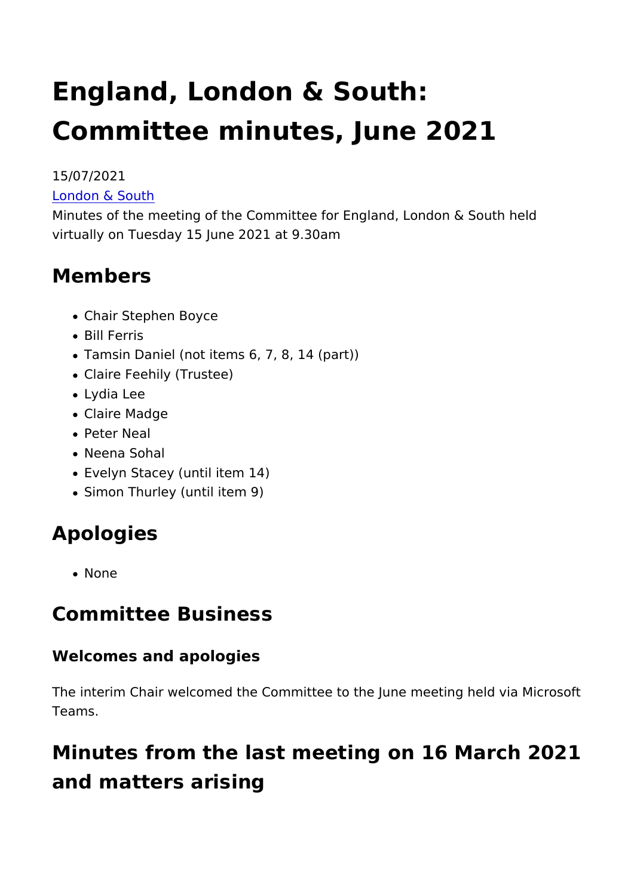# England, London & South: Committee minutes, June 2021

15/07/2021

London & South

Minutes of the meeting of the Committee for England, London & South held virtually on Tuesday 15 June 2021 at 9.30am

## Members

- Chair Stephen Boyce
- Bill Ferris
- Tamsin Daniel (not items 6, 7, 8, 14 (part))
- Claire Feehily (Trustee)
- Lydia Lee
- Claire Madge
- Peter Neal
- Neena Sohal
- Evelyn Stacey (until item 14)
- Simon Thurley (until item 9)

## Apologies

- None

## Committee Business

### Welcomes and apologies

The interim Chair welcomed the Committee to the June meeting held via Microsoft Teams.

## Minutes from the last meeting on 16 March 2021 and matters arising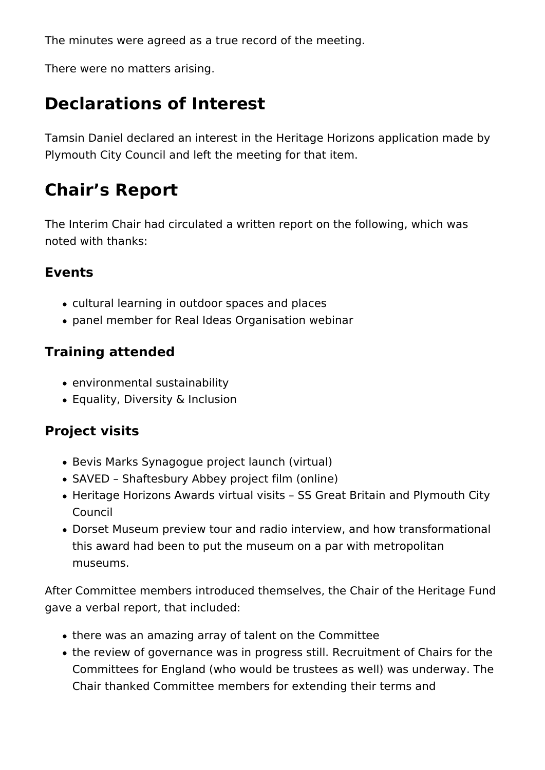The minutes were agreed as a true record of the meeting.

There were no matters arising.

## Declarations of Interest

Tamsin Daniel declared an interest in the Heritage Horizons application made by Plymouth City Council and left the meeting for that item.

## Chair’s Report

The Interim Chair had circulated a written report on the following, which was noted with thanks:

### Events

- cultural learning in outdoor spaces and places
- panel member for Real Ideas Organisation webinar

### Training attended

- environmental sustainability
- Equality, Diversity & Inclusion

### Project visits

- Bevis Marks Synagogue project launch (virtual)
- SAVED – Shaftesbury Abbey project film (online)
- Heritage Horizons Awards virtual visits – SS Great Britain and Plymouth City Council
- Dorset Museum preview tour and radio interview, and how transformational this award had been to put the museum on a par with metropolitan museums.

After Committee members introduced themselves, the Chair of the Heritage Fund gave a verbal report, that included:

- there was an amazing array of talent on the Committee
- the review of governance was in progress still. Recruitment of Chairs for the Committees for England (who would be trustees as well) was underway. The Chair thanked Committee members for extending their terms and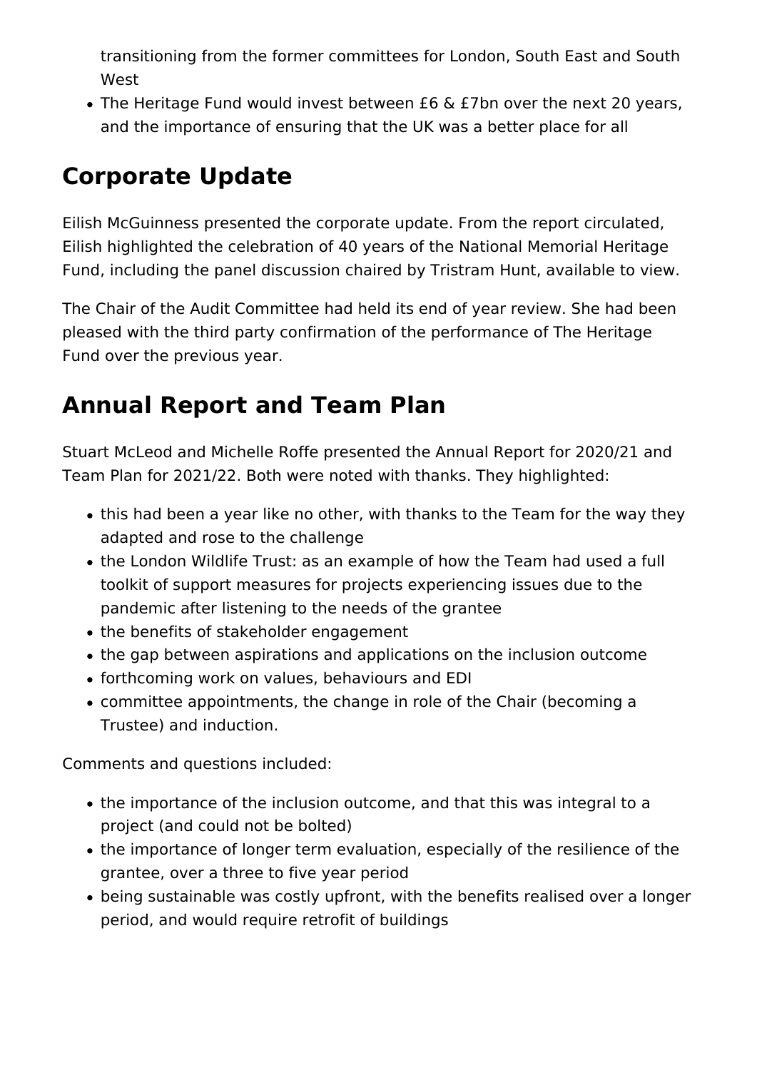transitioning from the former committees for London, South East and South West
- The Heritage Fund would invest between £6 & £7bn over the next 20 years, and the importance of ensuring that the UK was a better place for all

## Corporate Update

Eilish McGuinness presented the corporate update. From the report circulated, Eilish highlighted the celebration of 40 years of the National Memorial Heritage Fund, including the panel discussion chaired by Tristram Hunt, available to view.

The Chair of the Audit Committee had held its end of year review. She had been pleased with the third party confirmation of the performance of The Heritage Fund over the previous year.

## Annual Report and Team Plan

Stuart McLeod and Michelle Roffe presented the Annual Report for 2020/21 and Team Plan for 2021/22. Both were noted with thanks. They highlighted:

- this had been a year like no other, with thanks to the Team for the way they adapted and rose to the challenge
- the London Wildlife Trust: as an example of how the Team had used a full toolkit of support measures for projects experiencing issues due to the pandemic after listening to the needs of the grantee
- the benefits of stakeholder engagement
- the gap between aspirations and applications on the inclusion outcome
- forthcoming work on values, behaviours and EDI
- committee appointments, the change in role of the Chair (becoming a Trustee) and induction.

Comments and questions included:

- the importance of the inclusion outcome, and that this was integral to a project (and could not be bolted)
- the importance of longer term evaluation, especially of the resilience of the grantee, over a three to five year period
- being sustainable was costly upfront, with the benefits realised over a longer period, and would require retrofit of buildings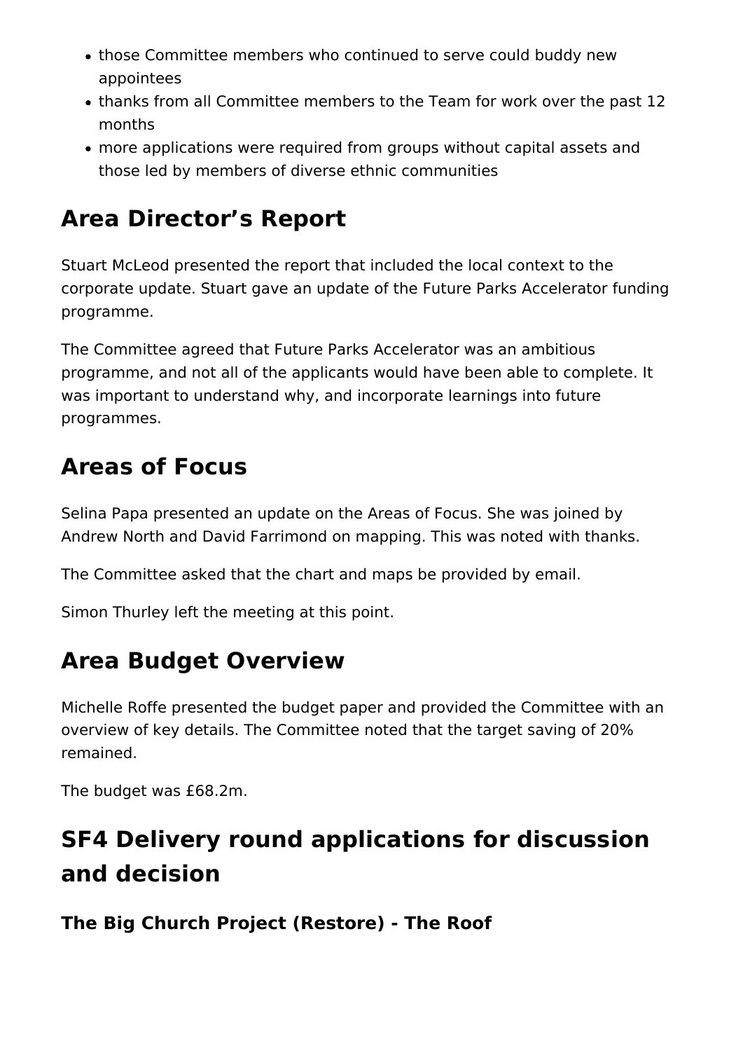- those Committee members who continued to serve could buddy new appointees
- thanks from all Committee members to the Team for work over the past 12 months
- more applications were required from groups without capital assets and those led by members of diverse ethnic communities

## Area Director's Report

Stuart McLeod presented the report that included the local context to the corporate update. Stuart gave an update of the Future Parks Accelerator funding programme.

The Committee agreed that Future Parks Accelerator was an ambitious programme, and not all of the applicants would have been able to complete. It was important to understand why, and incorporate learnings into future programmes.

## Areas of Focus

Selina Papa presented an update on the Areas of Focus. She was joined by Andrew North and David Farrimond on mapping. This was noted with thanks.

The Committee asked that the chart and maps be provided by email.

Simon Thurley left the meeting at this point.

## Area Budget Overview

Michelle Roffe presented the budget paper and provided the Committee with an overview of key details. The Committee noted that the target saving of 20% remained.

The budget was £68.2m.

## SF4 Delivery round applications for discussion and decision

### The Big Church Project (Restore) - The Roof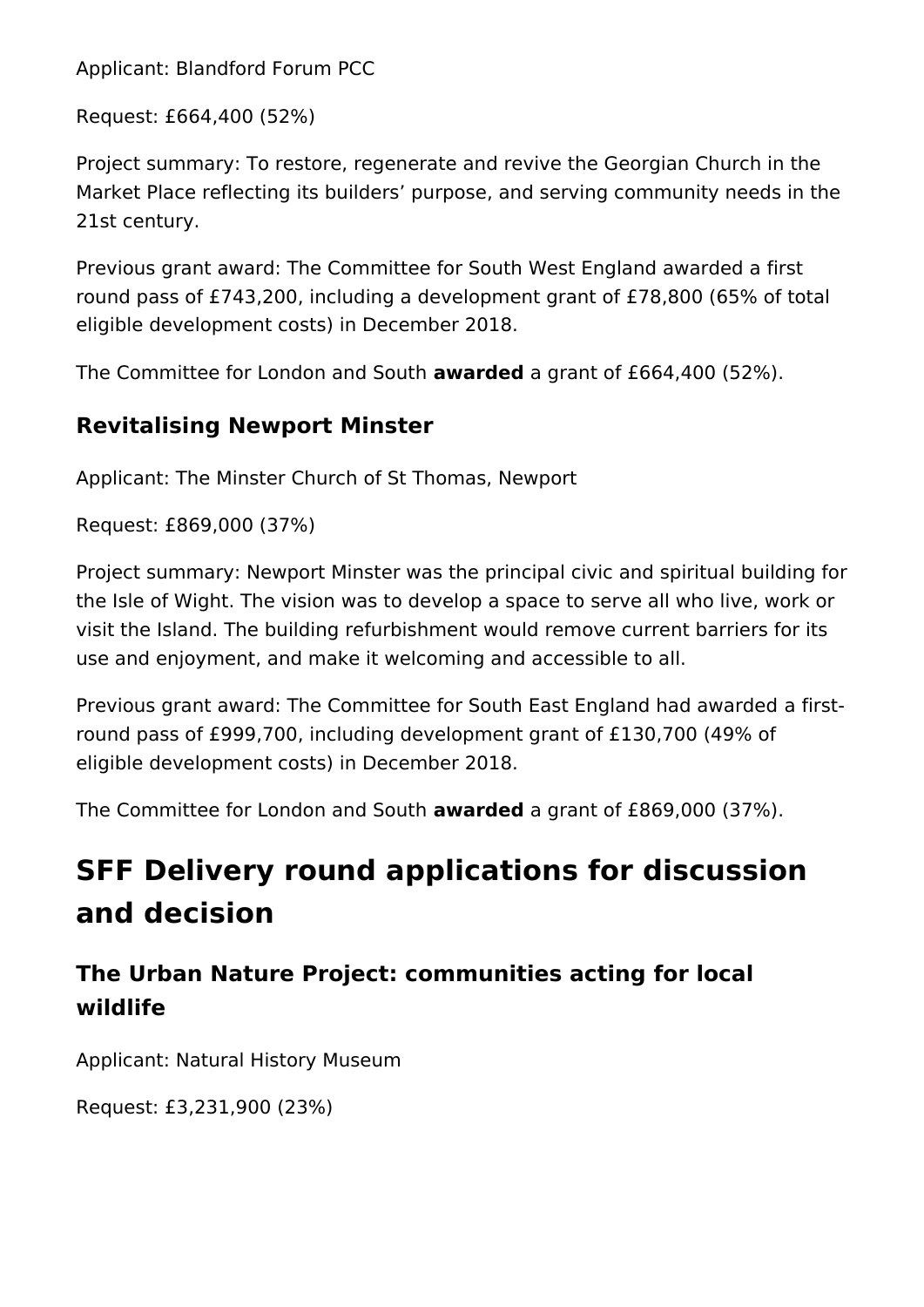Applicant: Blandford Forum PCC

Request: £664,400 (52%)

Project summary: To restore, regenerate and revive the Georgian Church in the Market Place reflecting its builders' purpose, and serving community needs in the 21st century.

Previous grant award: The Committee for South West England awarded a first round pass of £743,200, including a development grant of £78,800 (65% of total eligible development costs) in December 2018.

The Committee for London and South **awarded** a grant of £664,400 (52%).

### Revitalising Newport Minster

Applicant: The Minster Church of St Thomas, Newport

Request: £869,000 (37%)

Project summary: Newport Minster was the principal civic and spiritual building for the Isle of Wight. The vision was to develop a space to serve all who live, work or visit the Island. The building refurbishment would remove current barriers for its use and enjoyment, and make it welcoming and accessible to all.

Previous grant award: The Committee for South East England had awarded a first-round pass of £999,700, including development grant of £130,700 (49% of eligible development costs) in December 2018.

The Committee for London and South **awarded** a grant of £869,000 (37%).

## SFF Delivery round applications for discussion and decision

### The Urban Nature Project: communities acting for local wildlife

Applicant: Natural History Museum

Request: £3,231,900 (23%)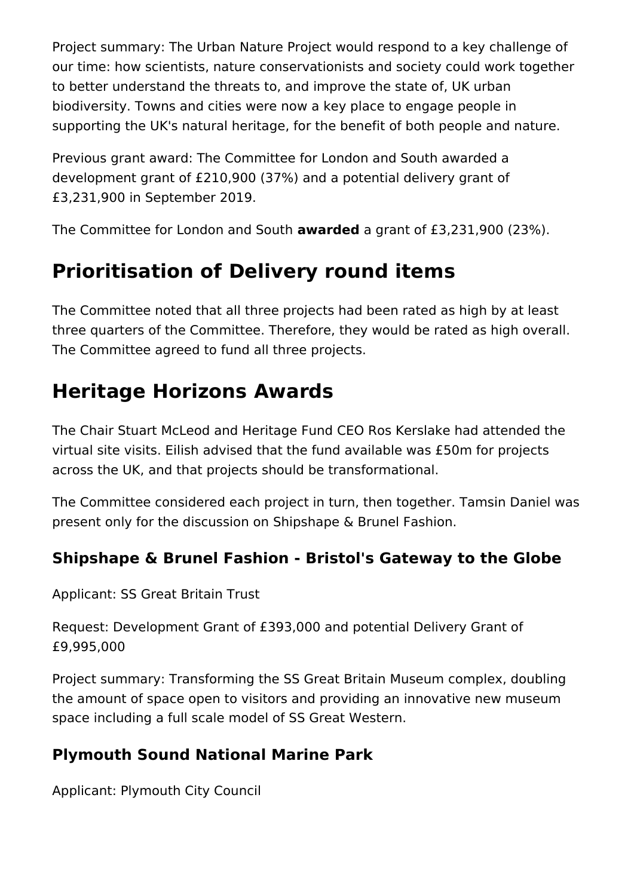Project summary: The Urban Nature Project would respond to a key challenge of our time: how scientists, nature conservationists and society could work together to better understand the threats to, and improve the state of, UK urban biodiversity. Towns and cities were now a key place to engage people in supporting the UK's natural heritage, for the benefit of both people and nature.

Previous grant award: The Committee for London and South awarded a development grant of £210,900 (37%) and a potential delivery grant of £3,231,900 in September 2019.

The Committee for London and South **awarded** a grant of £3,231,900 (23%).

## Prioritisation of Delivery round items

The Committee noted that all three projects had been rated as high by at least three quarters of the Committee. Therefore, they would be rated as high overall. The Committee agreed to fund all three projects.

## Heritage Horizons Awards

The Chair Stuart McLeod and Heritage Fund CEO Ros Kerslake had attended the virtual site visits. Eilish advised that the fund available was £50m for projects across the UK, and that projects should be transformational.

The Committee considered each project in turn, then together. Tamsin Daniel was present only for the discussion on Shipshape & Brunel Fashion.

### Shipshape & Brunel Fashion - Bristol's Gateway to the Globe

Applicant: SS Great Britain Trust

Request: Development Grant of £393,000 and potential Delivery Grant of £9,995,000

Project summary: Transforming the SS Great Britain Museum complex, doubling the amount of space open to visitors and providing an innovative new museum space including a full scale model of SS Great Western.

### Plymouth Sound National Marine Park

Applicant: Plymouth City Council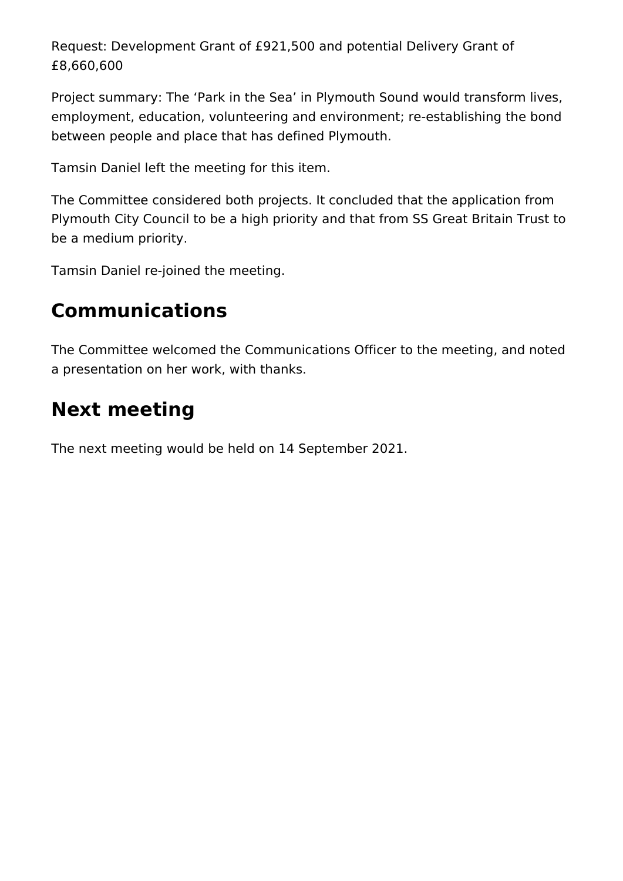Request: Development Grant of £921,500 and potential Delivery Grant of £8,660,600

Project summary: The ‘Park in the Sea’ in Plymouth Sound would transform lives, employment, education, volunteering and environment; re-establishing the bond between people and place that has defined Plymouth.

Tamsin Daniel left the meeting for this item.

The Committee considered both projects. It concluded that the application from Plymouth City Council to be a high priority and that from SS Great Britain Trust to be a medium priority.

Tamsin Daniel re-joined the meeting.

## Communications

The Committee welcomed the Communications Officer to the meeting, and noted a presentation on her work, with thanks.

## Next meeting

The next meeting would be held on 14 September 2021.